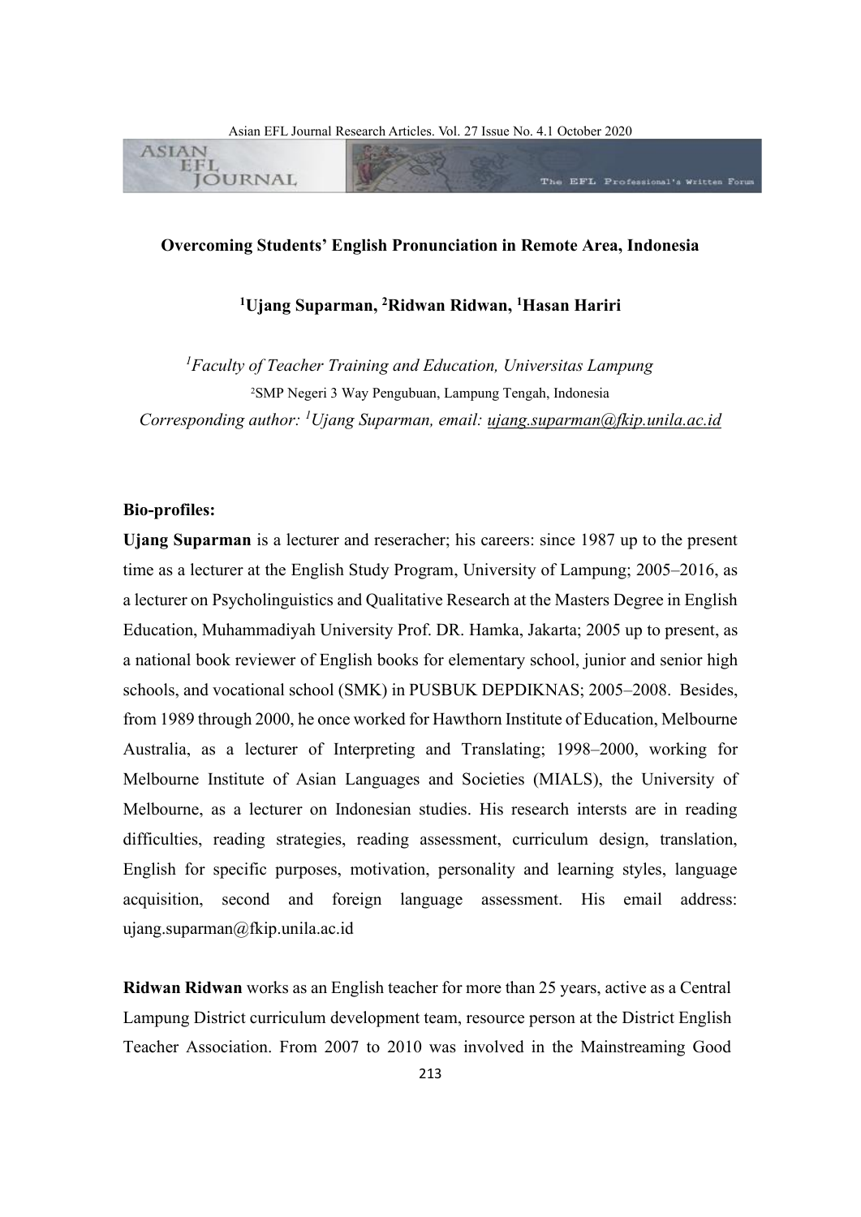# Overcoming Students' English Pronunciation in Remote Area, Indonesia

**[1]Ujang Suparman, [2]Ridwan Ridwan, [1]Hasan Hariri**

*[1]Faculty of Teacher Training and Education, Universitas Lampung*

[2]SMP Negeri 3 Way Pengubuan, Lampung Tengah, Indonesia

*Corresponding author: [1]Ujang Suparman, email: ujang.suparman@fkip.unila.ac.id*

**Bio-profiles:**

**Ujang Suparman** is a lecturer and reseracher; his careers: since 1987 up to the present time as a lecturer at the English Study Program, University of Lampung; 2005–2016, as a lecturer on Psycholinguistics and Qualitative Research at the Masters Degree in English Education, Muhammadiyah University Prof. DR. Hamka, Jakarta; 2005 up to present, as a national book reviewer of English books for elementary school, junior and senior high schools, and vocational school (SMK) in PUSBUK DEPDIKNAS; 2005–2008. Besides, from 1989 through 2000, he once worked for Hawthorn Institute of Education, Melbourne Australia, as a lecturer of Interpreting and Translating; 1998–2000, working for Melbourne Institute of Asian Languages and Societies (MIALS), the University of Melbourne, as a lecturer on Indonesian studies. His research intersts are in reading difficulties, reading strategies, reading assessment, curriculum design, translation, English for specific purposes, motivation, personality and learning styles, language acquisition, second and foreign language assessment. His email address: ujang.suparman@fkip.unila.ac.id

**Ridwan Ridwan** works as an English teacher for more than 25 years, active as a Central Lampung District curriculum development team, resource person at the District English Teacher Association. From 2007 to 2010 was involved in the Mainstreaming Good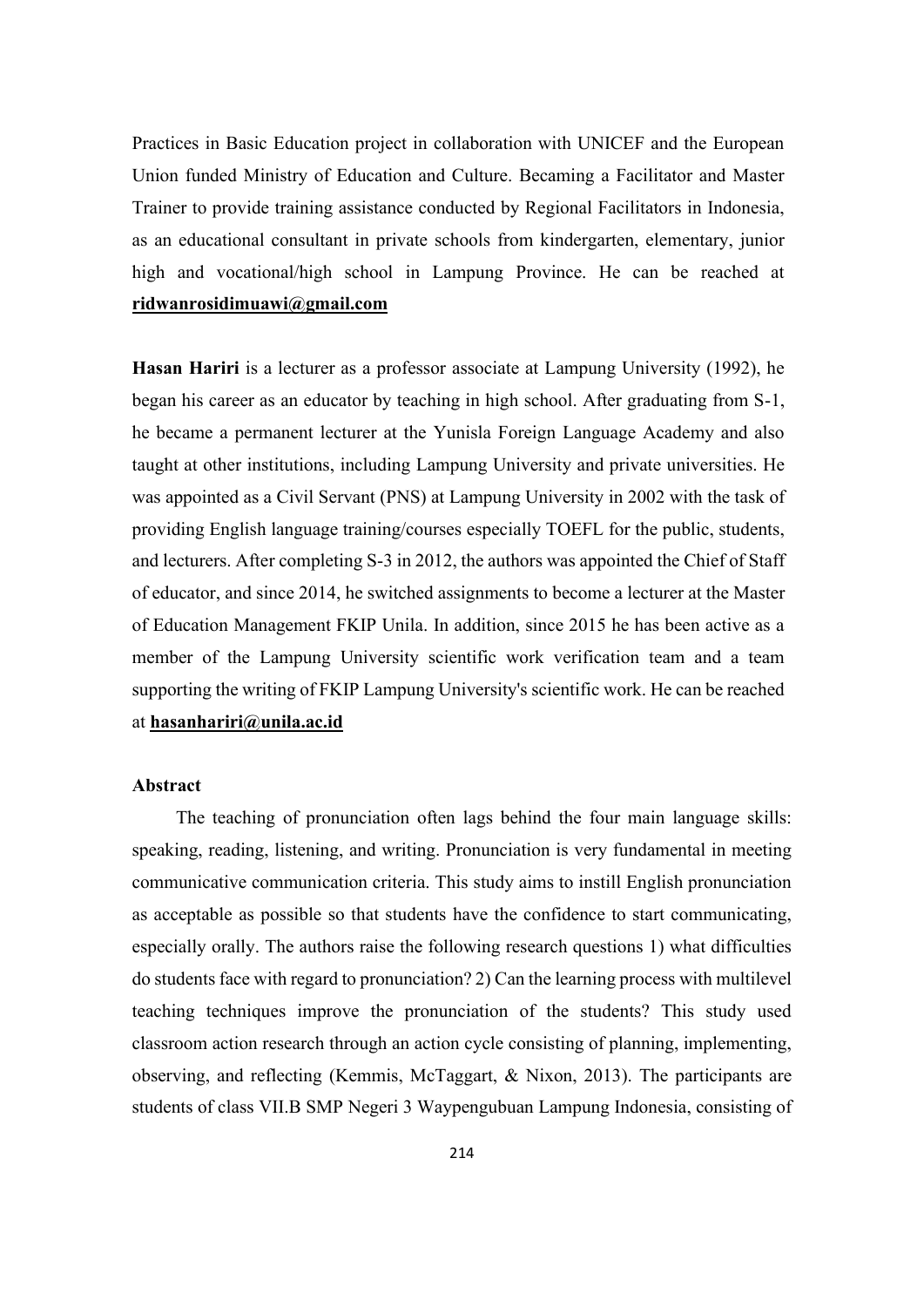Practices in Basic Education project in collaboration with UNICEF and the European Union funded Ministry of Education and Culture. Becaming a Facilitator and Master Trainer to provide training assistance conducted by Regional Facilitators in Indonesia, as an educational consultant in private schools from kindergarten, elementary, junior high and vocational/high school in Lampung Province. He can be reached at **ridwanrosidimuawi@gmail.com**

**Hasan Hariri** is a lecturer as a professor associate at Lampung University (1992), he began his career as an educator by teaching in high school. After graduating from S-1, he became a permanent lecturer at the Yunisla Foreign Language Academy and also taught at other institutions, including Lampung University and private universities. He was appointed as a Civil Servant (PNS) at Lampung University in 2002 with the task of providing English language training/courses especially TOEFL for the public, students, and lecturers. After completing S-3 in 2012, the authors was appointed the Chief of Staff of educator, and since 2014, he switched assignments to become a lecturer at the Master of Education Management FKIP Unila. In addition, since 2015 he has been active as a member of the Lampung University scientific work verification team and a team supporting the writing of FKIP Lampung University's scientific work. He can be reached at **hasanhariri@unila.ac.id**

**Abstract**

The teaching of pronunciation often lags behind the four main language skills: speaking, reading, listening, and writing. Pronunciation is very fundamental in meeting communicative communication criteria. This study aims to instill English pronunciation as acceptable as possible so that students have the confidence to start communicating, especially orally. The authors raise the following research questions 1) what difficulties do students face with regard to pronunciation? 2) Can the learning process with multilevel teaching techniques improve the pronunciation of the students? This study used classroom action research through an action cycle consisting of planning, implementing, observing, and reflecting (Kemmis, McTaggart, & Nixon, 2013). The participants are students of class VII.B SMP Negeri 3 Waypengubuan Lampung Indonesia, consisting of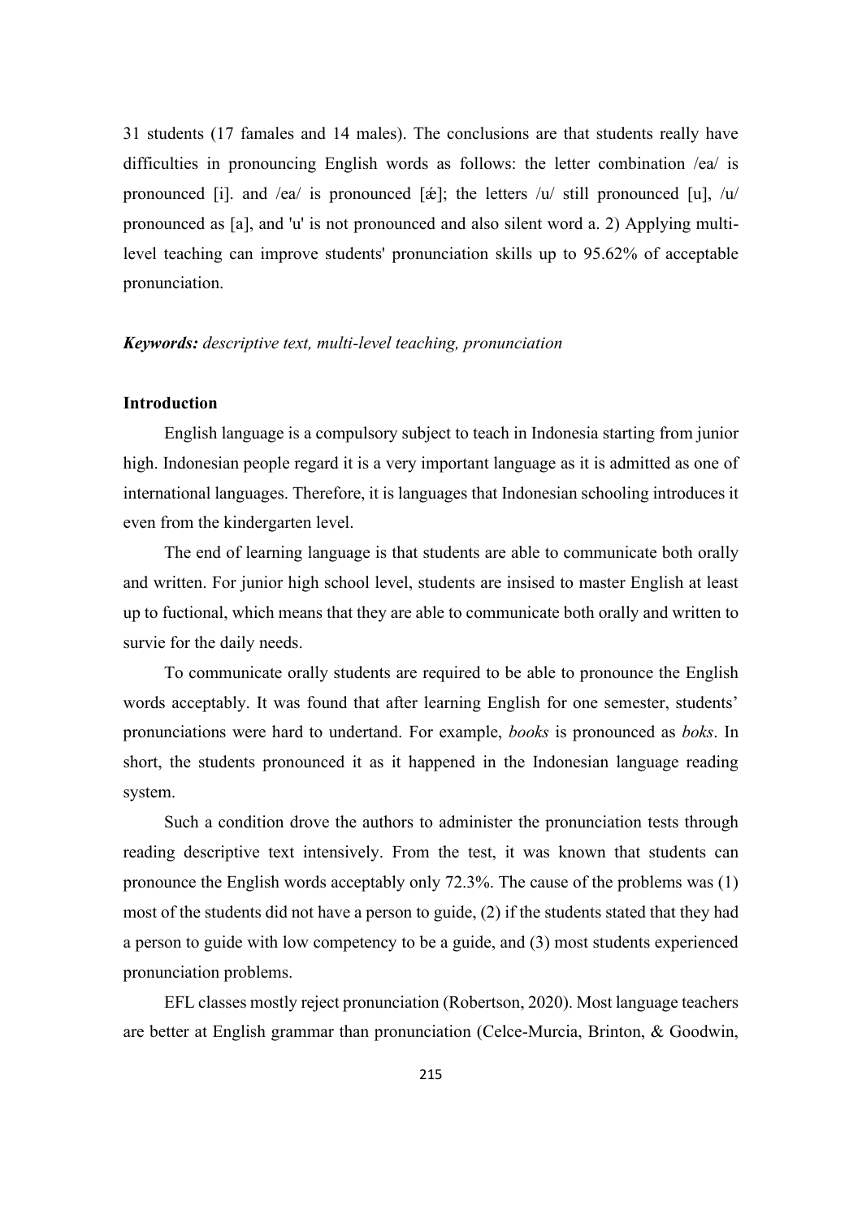31 students (17 famales and 14 males). The conclusions are that students really have difficulties in pronouncing English words as follows: the letter combination /ea/ is pronounced [i]. and /ea/ is pronounced [ǽ]; the letters /u/ still pronounced [u], /u/ pronounced as [a], and 'u' is not pronounced and also silent word a. 2) Applying multi-level teaching can improve students' pronunciation skills up to 95.62% of acceptable pronunciation.

***Keywords:*** *descriptive text, multi-level teaching, pronunciation*

## Introduction

English language is a compulsory subject to teach in Indonesia starting from junior high. Indonesian people regard it is a very important language as it is admitted as one of international languages. Therefore, it is languages that Indonesian schooling introduces it even from the kindergarten level.

The end of learning language is that students are able to communicate both orally and written. For junior high school level, students are insised to master English at least up to fuctional, which means that they are able to communicate both orally and written to survie for the daily needs.

To communicate orally students are required to be able to pronounce the English words acceptably. It was found that after learning English for one semester, students' pronunciations were hard to undertand. For example, *books* is pronounced as *boks*. In short, the students pronounced it as it happened in the Indonesian language reading system.

Such a condition drove the authors to administer the pronunciation tests through reading descriptive text intensively. From the test, it was known that students can pronounce the English words acceptably only 72.3%. The cause of the problems was (1) most of the students did not have a person to guide, (2) if the students stated that they had a person to guide with low competency to be a guide, and (3) most students experienced pronunciation problems.

EFL classes mostly reject pronunciation (Robertson, 2020). Most language teachers are better at English grammar than pronunciation (Celce-Murcia, Brinton, & Goodwin,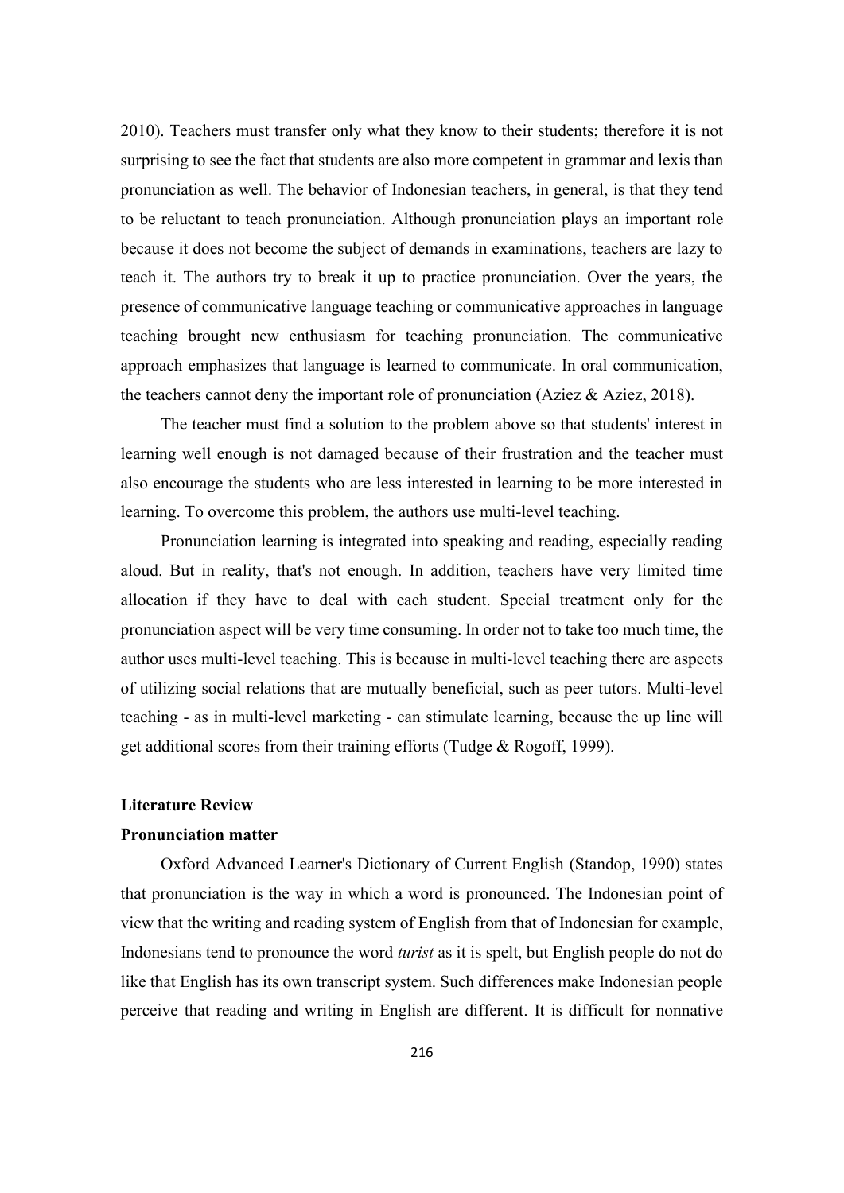2010). Teachers must transfer only what they know to their students; therefore it is not surprising to see the fact that students are also more competent in grammar and lexis than pronunciation as well. The behavior of Indonesian teachers, in general, is that they tend to be reluctant to teach pronunciation. Although pronunciation plays an important role because it does not become the subject of demands in examinations, teachers are lazy to teach it. The authors try to break it up to practice pronunciation. Over the years, the presence of communicative language teaching or communicative approaches in language teaching brought new enthusiasm for teaching pronunciation. The communicative approach emphasizes that language is learned to communicate. In oral communication, the teachers cannot deny the important role of pronunciation (Aziez & Aziez, 2018).

The teacher must find a solution to the problem above so that students' interest in learning well enough is not damaged because of their frustration and the teacher must also encourage the students who are less interested in learning to be more interested in learning. To overcome this problem, the authors use multi-level teaching.

Pronunciation learning is integrated into speaking and reading, especially reading aloud. But in reality, that's not enough. In addition, teachers have very limited time allocation if they have to deal with each student. Special treatment only for the pronunciation aspect will be very time consuming. In order not to take too much time, the author uses multi-level teaching. This is because in multi-level teaching there are aspects of utilizing social relations that are mutually beneficial, such as peer tutors. Multi-level teaching - as in multi-level marketing - can stimulate learning, because the up line will get additional scores from their training efforts (Tudge & Rogoff, 1999).

## Literature Review

### Pronunciation matter

Oxford Advanced Learner's Dictionary of Current English (Standop, 1990) states that pronunciation is the way in which a word is pronounced. The Indonesian point of view that the writing and reading system of English from that of Indonesian for example, Indonesians tend to pronounce the word *turist* as it is spelt, but English people do not do like that English has its own transcript system. Such differences make Indonesian people perceive that reading and writing in English are different. It is difficult for nonnative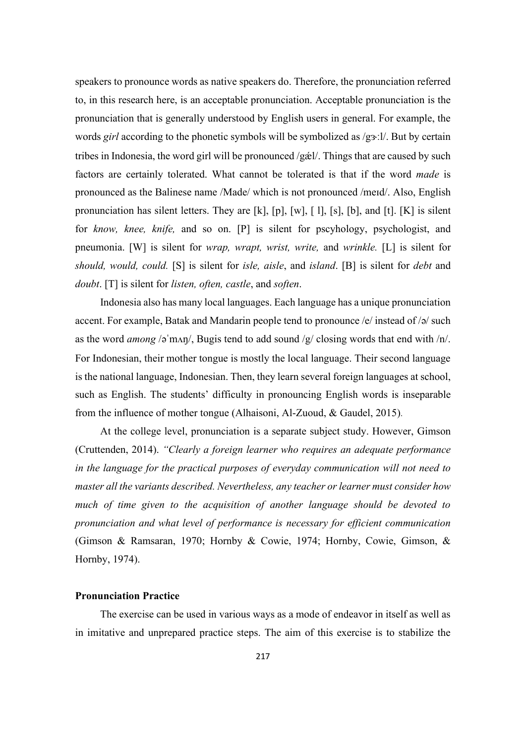speakers to pronounce words as native speakers do. Therefore, the pronunciation referred to, in this research here, is an acceptable pronunciation. Acceptable pronunciation is the pronunciation that is generally understood by English users in general. For example, the words *girl* according to the phonetic symbols will be symbolized as /gɝːl/. But by certain tribes in Indonesia, the word girl will be pronounced /gǽl/. Things that are caused by such factors are certainly tolerated. What cannot be tolerated is that if the word *made* is pronounced as the Balinese name /Made/ which is not pronounced /meɪd/. Also, English pronunciation has silent letters. They are [k], [p], [w], [ l], [s], [b], and [t]. [K] is silent for *know, knee, knife,* and so on. [P] is silent for pscyhology, psychologist, and pneumonia. [W] is silent for *wrap, wrapt, wrist, write,* and *wrinkle.* [L] is silent for *should, would, could.* [S] is silent for *isle, aisle*, and *island*. [B] is silent for *debt* and *doubt*. [T] is silent for *listen, often, castle*, and *soften*.

Indonesia also has many local languages. Each language has a unique pronunciation accent. For example, Batak and Mandarin people tend to pronounce /e/ instead of /ə/ such as the word *among* /əˈmʌŋ/, Bugis tend to add sound /g/ closing words that end with /n/. For Indonesian, their mother tongue is mostly the local language. Their second language is the national language, Indonesian. Then, they learn several foreign languages at school, such as English. The students' difficulty in pronouncing English words is inseparable from the influence of mother tongue (Alhaisoni, Al-Zuoud, & Gaudel, 2015).

At the college level, pronunciation is a separate subject study. However, Gimson (Cruttenden, 2014). *"Clearly a foreign learner who requires an adequate performance in the language for the practical purposes of everyday communication will not need to master all the variants described. Nevertheless, any teacher or learner must consider how much of time given to the acquisition of another language should be devoted to pronunciation and what level of performance is necessary for efficient communication* (Gimson & Ramsaran, 1970; Hornby & Cowie, 1974; Hornby, Cowie, Gimson, & Hornby, 1974).

## Pronunciation Practice

The exercise can be used in various ways as a mode of endeavor in itself as well as in imitative and unprepared practice steps. The aim of this exercise is to stabilize the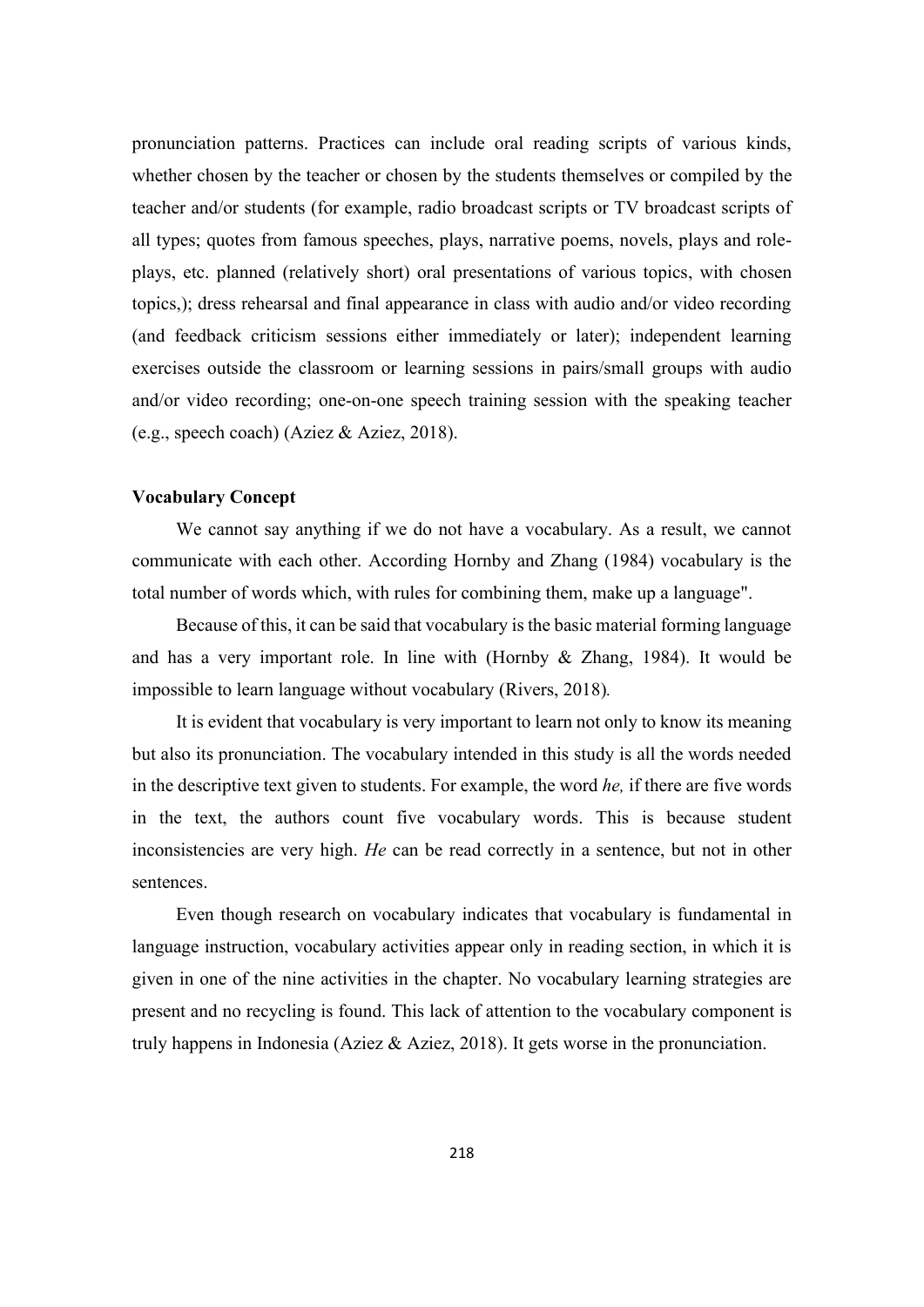pronunciation patterns. Practices can include oral reading scripts of various kinds, whether chosen by the teacher or chosen by the students themselves or compiled by the teacher and/or students (for example, radio broadcast scripts or TV broadcast scripts of all types; quotes from famous speeches, plays, narrative poems, novels, plays and role-plays, etc. planned (relatively short) oral presentations of various topics, with chosen topics,); dress rehearsal and final appearance in class with audio and/or video recording (and feedback criticism sessions either immediately or later); independent learning exercises outside the classroom or learning sessions in pairs/small groups with audio and/or video recording; one-on-one speech training session with the speaking teacher (e.g., speech coach) (Aziez & Aziez, 2018).

**Vocabulary Concept**

We cannot say anything if we do not have a vocabulary. As a result, we cannot communicate with each other. According Hornby and Zhang (1984) vocabulary is the total number of words which, with rules for combining them, make up a language".

Because of this, it can be said that vocabulary is the basic material forming language and has a very important role. In line with (Hornby & Zhang, 1984). It would be impossible to learn language without vocabulary (Rivers, 2018).

It is evident that vocabulary is very important to learn not only to know its meaning but also its pronunciation. The vocabulary intended in this study is all the words needed in the descriptive text given to students. For example, the word *he,* if there are five words in the text, the authors count five vocabulary words. This is because student inconsistencies are very high. *He* can be read correctly in a sentence, but not in other sentences.

Even though research on vocabulary indicates that vocabulary is fundamental in language instruction, vocabulary activities appear only in reading section, in which it is given in one of the nine activities in the chapter. No vocabulary learning strategies are present and no recycling is found. This lack of attention to the vocabulary component is truly happens in Indonesia (Aziez & Aziez, 2018). It gets worse in the pronunciation.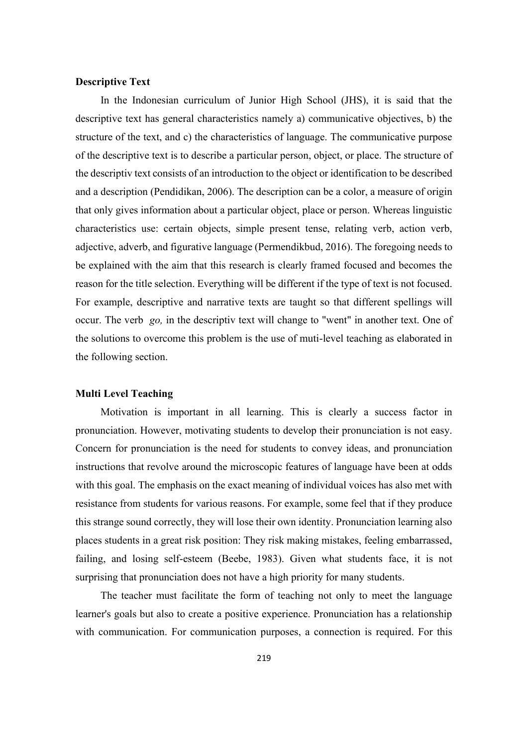**Descriptive Text**

In the Indonesian curriculum of Junior High School (JHS), it is said that the descriptive text has general characteristics namely a) communicative objectives, b) the structure of the text, and c) the characteristics of language. The communicative purpose of the descriptive text is to describe a particular person, object, or place. The structure of the descriptiv text consists of an introduction to the object or identification to be described and a description (Pendidikan, 2006). The description can be a color, a measure of origin that only gives information about a particular object, place or person. Whereas linguistic characteristics use: certain objects, simple present tense, relating verb, action verb, adjective, adverb, and figurative language (Permendikbud, 2016). The foregoing needs to be explained with the aim that this research is clearly framed focused and becomes the reason for the title selection. Everything will be different if the type of text is not focused. For example, descriptive and narrative texts are taught so that different spellings will occur. The verb *go,* in the descriptiv text will change to "went" in another text. One of the solutions to overcome this problem is the use of muti-level teaching as elaborated in the following section.

**Multi Level Teaching**

Motivation is important in all learning. This is clearly a success factor in pronunciation. However, motivating students to develop their pronunciation is not easy. Concern for pronunciation is the need for students to convey ideas, and pronunciation instructions that revolve around the microscopic features of language have been at odds with this goal. The emphasis on the exact meaning of individual voices has also met with resistance from students for various reasons. For example, some feel that if they produce this strange sound correctly, they will lose their own identity. Pronunciation learning also places students in a great risk position: They risk making mistakes, feeling embarrassed, failing, and losing self-esteem (Beebe, 1983). Given what students face, it is not surprising that pronunciation does not have a high priority for many students.

The teacher must facilitate the form of teaching not only to meet the language learner's goals but also to create a positive experience. Pronunciation has a relationship with communication. For communication purposes, a connection is required. For this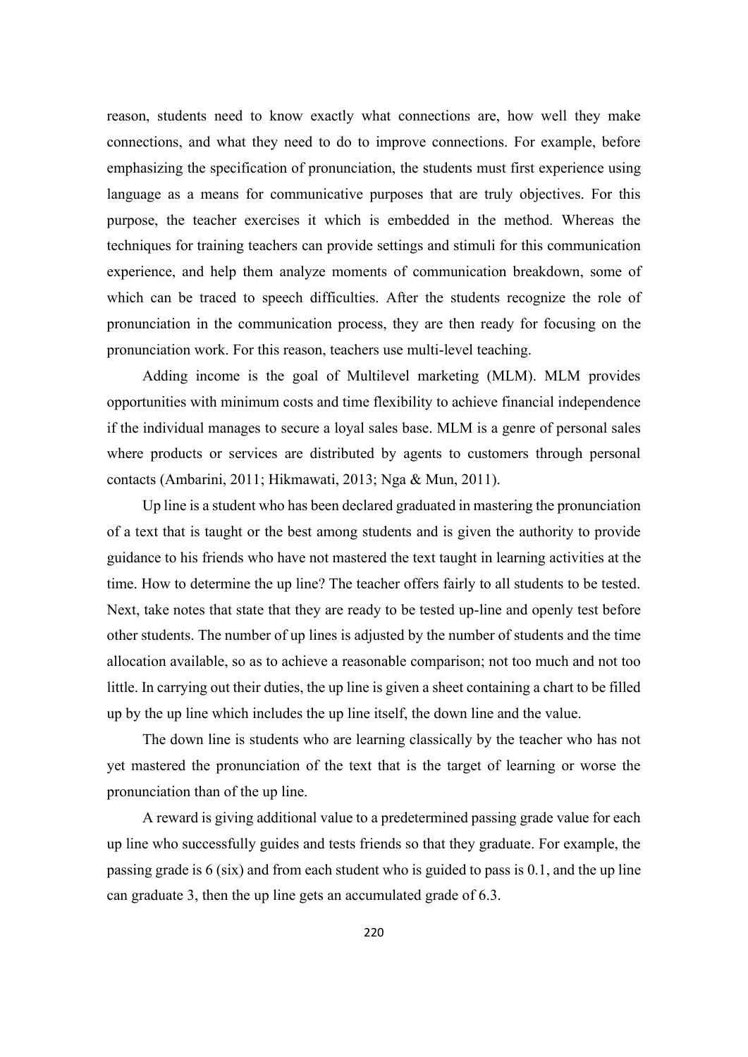reason, students need to know exactly what connections are, how well they make connections, and what they need to do to improve connections. For example, before emphasizing the specification of pronunciation, the students must first experience using language as a means for communicative purposes that are truly objectives. For this purpose, the teacher exercises it which is embedded in the method. Whereas the techniques for training teachers can provide settings and stimuli for this communication experience, and help them analyze moments of communication breakdown, some of which can be traced to speech difficulties. After the students recognize the role of pronunciation in the communication process, they are then ready for focusing on the pronunciation work. For this reason, teachers use multi-level teaching.

Adding income is the goal of Multilevel marketing (MLM). MLM provides opportunities with minimum costs and time flexibility to achieve financial independence if the individual manages to secure a loyal sales base. MLM is a genre of personal sales where products or services are distributed by agents to customers through personal contacts (Ambarini, 2011; Hikmawati, 2013; Nga & Mun, 2011).

Up line is a student who has been declared graduated in mastering the pronunciation of a text that is taught or the best among students and is given the authority to provide guidance to his friends who have not mastered the text taught in learning activities at the time. How to determine the up line? The teacher offers fairly to all students to be tested. Next, take notes that state that they are ready to be tested up-line and openly test before other students. The number of up lines is adjusted by the number of students and the time allocation available, so as to achieve a reasonable comparison; not too much and not too little. In carrying out their duties, the up line is given a sheet containing a chart to be filled up by the up line which includes the up line itself, the down line and the value.

The down line is students who are learning classically by the teacher who has not yet mastered the pronunciation of the text that is the target of learning or worse the pronunciation than of the up line.

A reward is giving additional value to a predetermined passing grade value for each up line who successfully guides and tests friends so that they graduate. For example, the passing grade is 6 (six) and from each student who is guided to pass is 0.1, and the up line can graduate 3, then the up line gets an accumulated grade of 6.3.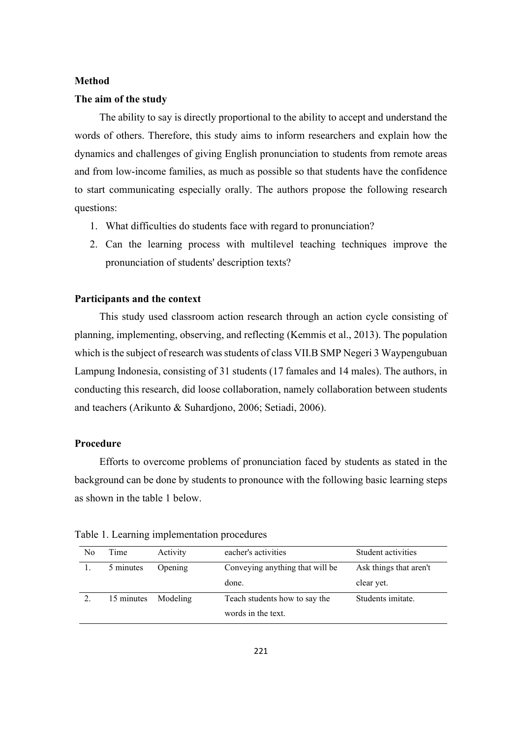**Method**

**The aim of the study**

The ability to say is directly proportional to the ability to accept and understand the words of others. Therefore, this study aims to inform researchers and explain how the dynamics and challenges of giving English pronunciation to students from remote areas and from low-income families, as much as possible so that students have the confidence to start communicating especially orally. The authors propose the following research questions:

1. What difficulties do students face with regard to pronunciation?
2. Can the learning process with multilevel teaching techniques improve the pronunciation of students' description texts?

**Participants and the context**

This study used classroom action research through an action cycle consisting of planning, implementing, observing, and reflecting (Kemmis et al., 2013). The population which is the subject of research was students of class VII.B SMP Negeri 3 Waypengubuan Lampung Indonesia, consisting of 31 students (17 famales and 14 males). The authors, in conducting this research, did loose collaboration, namely collaboration between students and teachers (Arikunto & Suhardjono, 2006; Setiadi, 2006).

**Procedure**

Efforts to overcome problems of pronunciation faced by students as stated in the background can be done by students to pronounce with the following basic learning steps as shown in the table 1 below.

Table 1. Learning implementation procedures

| No | Time | Activity | eacher's activities | Student activities |
|---|---|---|---|---|
| 1. | 5 minutes | Opening | Conveying anything that will be done. | Ask things that aren't clear yet. |
| 2. | 15 minutes | Modeling | Teach students how to say the words in the text. | Students imitate. |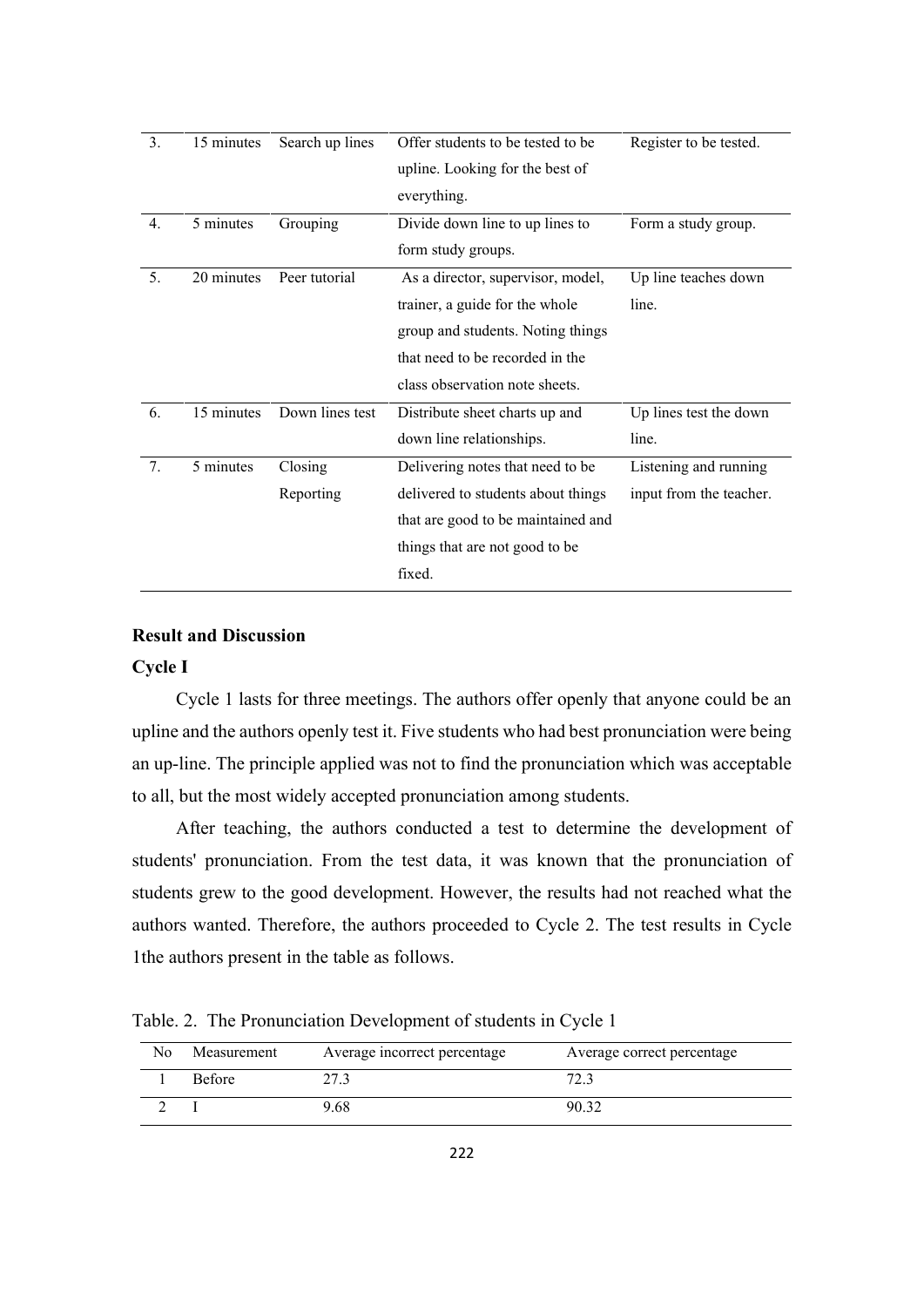| 3. | 15 minutes | Search up lines | Offer students to be tested to be upline. Looking for the best of everything. | Register to be tested. |
|---|---|---|---|---|
| 4. | 5 minutes | Grouping | Divide down line to up lines to form study groups. | Form a study group. |
| 5. | 20 minutes | Peer tutorial | As a director, supervisor, model, trainer, a guide for the whole group and students. Noting things that need to be recorded in the class observation note sheets. | Up line teaches down line. |
| 6. | 15 minutes | Down lines test | Distribute sheet charts up and down line relationships. | Up lines test the down line. |
| 7. | 5 minutes | Closing Reporting | Delivering notes that need to be delivered to students about things that are good to be maintained and things that are not good to be fixed. | Listening and running input from the teacher. |

## Result and Discussion

### Cycle I

Cycle 1 lasts for three meetings. The authors offer openly that anyone could be an upline and the authors openly test it. Five students who had best pronunciation were being an up-line. The principle applied was not to find the pronunciation which was acceptable to all, but the most widely accepted pronunciation among students.

After teaching, the authors conducted a test to determine the development of students' pronunciation. From the test data, it was known that the pronunciation of students grew to the good development. However, the results had not reached what the authors wanted. Therefore, the authors proceeded to Cycle 2. The test results in Cycle 1the authors present in the table as follows.

Table. 2. The Pronunciation Development of students in Cycle 1

| No | Measurement | Average incorrect percentage | Average correct percentage |
|---|---|---|---|
| 1 | Before | 27.3 | 72.3 |
| 2 | I | 9.68 | 90.32 |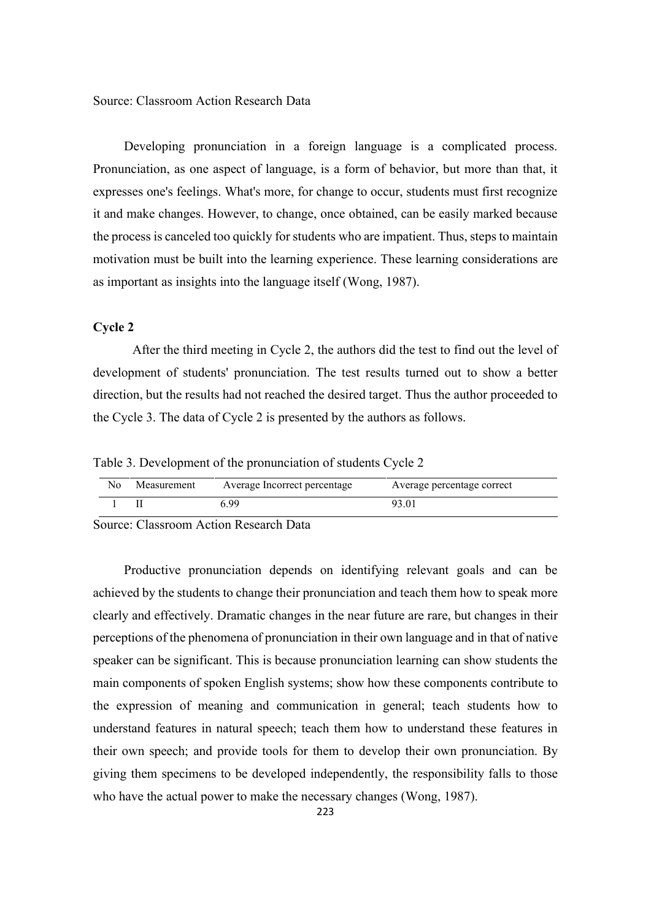Source: Classroom Action Research Data

Developing pronunciation in a foreign language is a complicated process. Pronunciation, as one aspect of language, is a form of behavior, but more than that, it expresses one's feelings. What's more, for change to occur, students must first recognize it and make changes. However, to change, once obtained, can be easily marked because the process is canceled too quickly for students who are impatient. Thus, steps to maintain motivation must be built into the learning experience. These learning considerations are as important as insights into the language itself (Wong, 1987).

**Cycle 2**

After the third meeting in Cycle 2, the authors did the test to find out the level of development of students' pronunciation. The test results turned out to show a better direction, but the results had not reached the desired target. Thus the author proceeded to the Cycle 3. The data of Cycle 2 is presented by the authors as follows.

Table 3. Development of the pronunciation of students Cycle 2

| No | Measurement | Average Incorrect percentage | Average percentage correct |
|---|---|---|---|
| 1 | II | 6.99 | 93.01 |

Source: Classroom Action Research Data

Productive pronunciation depends on identifying relevant goals and can be achieved by the students to change their pronunciation and teach them how to speak more clearly and effectively. Dramatic changes in the near future are rare, but changes in their perceptions of the phenomena of pronunciation in their own language and in that of native speaker can be significant. This is because pronunciation learning can show students the main components of spoken English systems; show how these components contribute to the expression of meaning and communication in general; teach students how to understand features in natural speech; teach them how to understand these features in their own speech; and provide tools for them to develop their own pronunciation. By giving them specimens to be developed independently, the responsibility falls to those who have the actual power to make the necessary changes (Wong, 1987).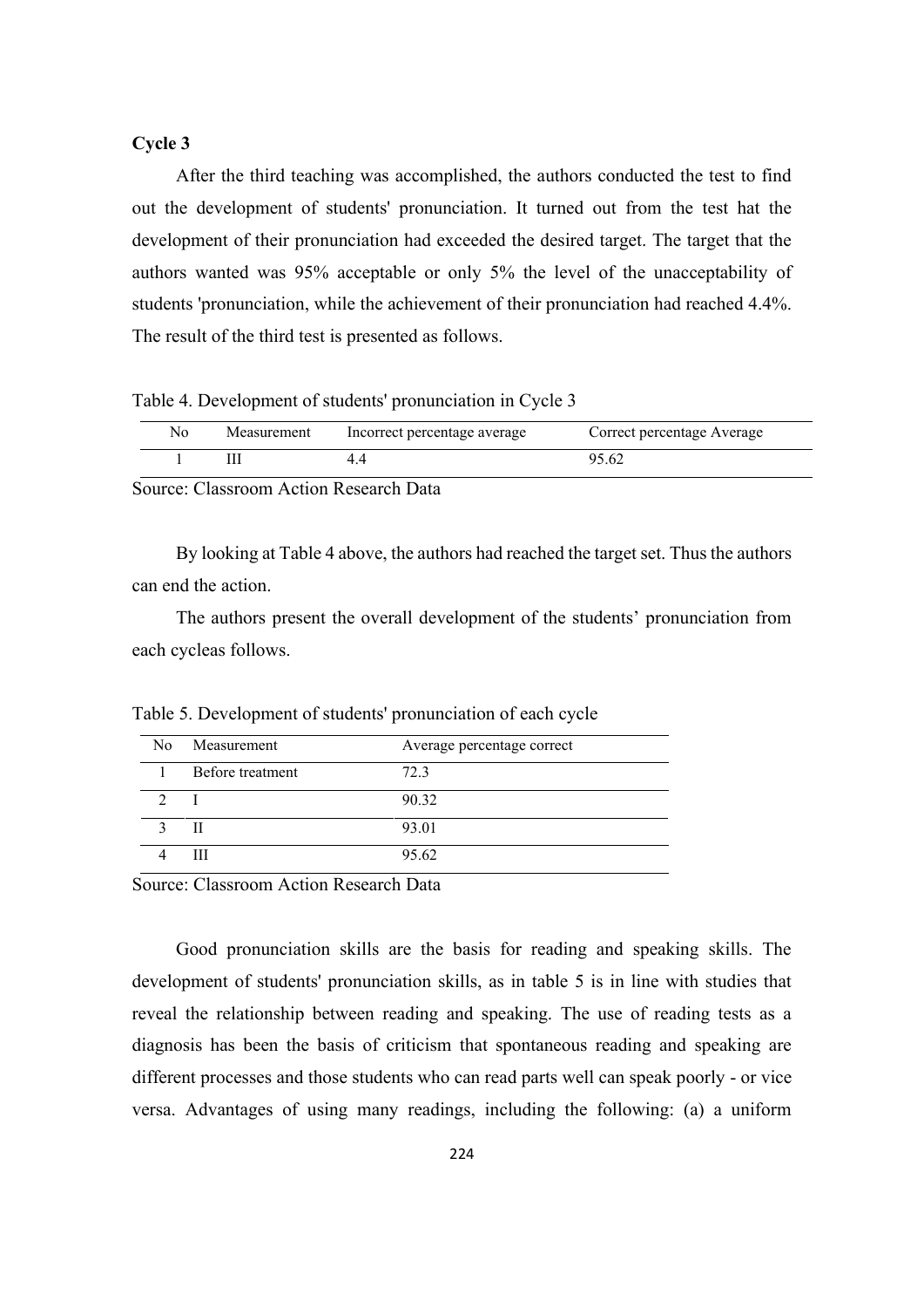**Cycle 3**

After the third teaching was accomplished, the authors conducted the test to find out the development of students' pronunciation. It turned out from the test hat the development of their pronunciation had exceeded the desired target. The target that the authors wanted was 95% acceptable or only 5% the level of the unacceptability of students 'pronunciation, while the achievement of their pronunciation had reached 4.4%. The result of the third test is presented as follows.

Table 4. Development of students' pronunciation in Cycle 3

| No | Measurement | Incorrect percentage average | Correct percentage Average |
| --- | --- | --- | --- |
| 1 | III | 4.4 | 95.62 |

Source: Classroom Action Research Data

By looking at Table 4 above, the authors had reached the target set. Thus the authors can end the action.

The authors present the overall development of the students' pronunciation from each cycleas follows.

Table 5. Development of students' pronunciation of each cycle

| No | Measurement | Average percentage correct |
| --- | --- | --- |
| 1 | Before treatment | 72.3 |
| 2 | I | 90.32 |
| 3 | II | 93.01 |
| 4 | III | 95.62 |

Source: Classroom Action Research Data

Good pronunciation skills are the basis for reading and speaking skills. The development of students' pronunciation skills, as in table 5 is in line with studies that reveal the relationship between reading and speaking. The use of reading tests as a diagnosis has been the basis of criticism that spontaneous reading and speaking are different processes and those students who can read parts well can speak poorly - or vice versa. Advantages of using many readings, including the following: (a) a uniform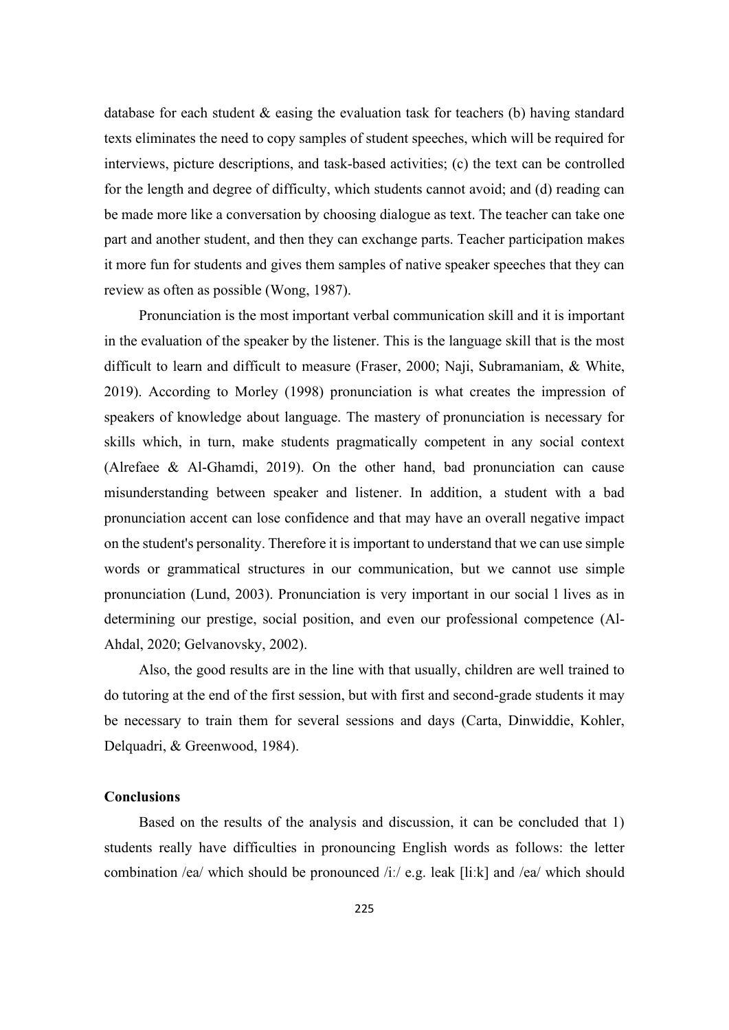database for each student & easing the evaluation task for teachers (b) having standard texts eliminates the need to copy samples of student speeches, which will be required for interviews, picture descriptions, and task-based activities; (c) the text can be controlled for the length and degree of difficulty, which students cannot avoid; and (d) reading can be made more like a conversation by choosing dialogue as text. The teacher can take one part and another student, and then they can exchange parts. Teacher participation makes it more fun for students and gives them samples of native speaker speeches that they can review as often as possible (Wong, 1987).

Pronunciation is the most important verbal communication skill and it is important in the evaluation of the speaker by the listener. This is the language skill that is the most difficult to learn and difficult to measure (Fraser, 2000; Naji, Subramaniam, & White, 2019). According to Morley (1998) pronunciation is what creates the impression of speakers of knowledge about language. The mastery of pronunciation is necessary for skills which, in turn, make students pragmatically competent in any social context (Alrefaee & Al-Ghamdi, 2019). On the other hand, bad pronunciation can cause misunderstanding between speaker and listener. In addition, a student with a bad pronunciation accent can lose confidence and that may have an overall negative impact on the student's personality. Therefore it is important to understand that we can use simple words or grammatical structures in our communication, but we cannot use simple pronunciation (Lund, 2003). Pronunciation is very important in our social l lives as in determining our prestige, social position, and even our professional competence (Al-Ahdal, 2020; Gelvanovsky, 2002).

Also, the good results are in the line with that usually, children are well trained to do tutoring at the end of the first session, but with first and second-grade students it may be necessary to train them for several sessions and days (Carta, Dinwiddie, Kohler, Delquadri, & Greenwood, 1984).

## Conclusions

Based on the results of the analysis and discussion, it can be concluded that 1) students really have difficulties in pronouncing English words as follows: the letter combination /ea/ which should be pronounced /iː/ e.g. leak [liːk] and /ea/ which should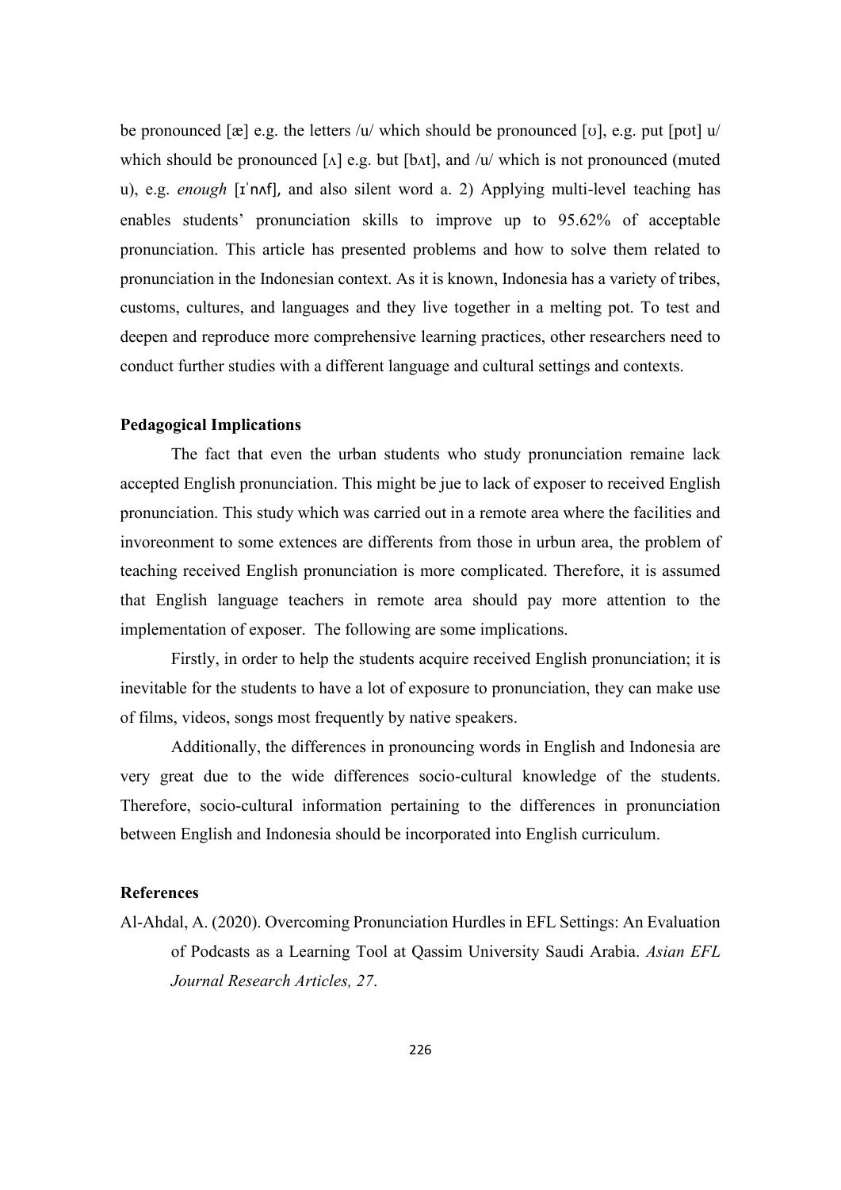be pronounced [æ] e.g. the letters /u/ which should be pronounced [ʊ], e.g. put [pʊt] u/ which should be pronounced [ʌ] e.g. but [bʌt], and /u/ which is not pronounced (muted u), e.g. *enough* [ɪˈnʌf], and also silent word a. 2) Applying multi-level teaching has enables students' pronunciation skills to improve up to 95.62% of acceptable pronunciation. This article has presented problems and how to solve them related to pronunciation in the Indonesian context. As it is known, Indonesia has a variety of tribes, customs, cultures, and languages and they live together in a melting pot. To test and deepen and reproduce more comprehensive learning practices, other researchers need to conduct further studies with a different language and cultural settings and contexts.

**Pedagogical Implications**

The fact that even the urban students who study pronunciation remaine lack accepted English pronunciation. This might be jue to lack of exposer to received English pronunciation. This study which was carried out in a remote area where the facilities and invoreonment to some extences are differents from those in urbun area, the problem of teaching received English pronunciation is more complicated. Therefore, it is assumed that English language teachers in remote area should pay more attention to the implementation of exposer. The following are some implications.

Firstly, in order to help the students acquire received English pronunciation; it is inevitable for the students to have a lot of exposure to pronunciation, they can make use of films, videos, songs most frequently by native speakers.

Additionally, the differences in pronouncing words in English and Indonesia are very great due to the wide differences socio-cultural knowledge of the students. Therefore, socio-cultural information pertaining to the differences in pronunciation between English and Indonesia should be incorporated into English curriculum.

**References**

Al-Ahdal, A. (2020). Overcoming Pronunciation Hurdles in EFL Settings: An Evaluation of Podcasts as a Learning Tool at Qassim University Saudi Arabia. *Asian EFL Journal Research Articles, 27*.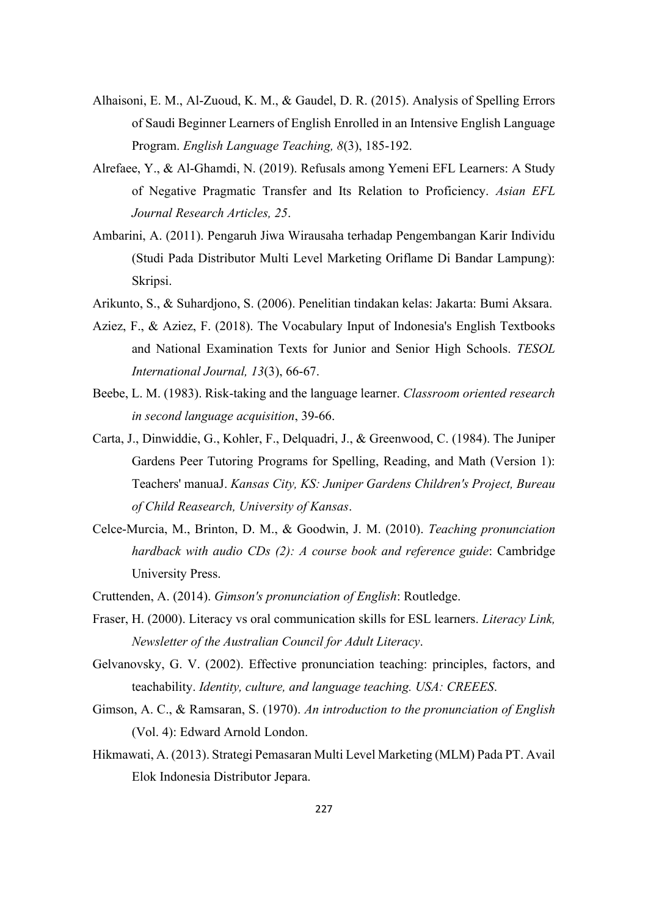Alhaisoni, E. M., Al-Zuoud, K. M., & Gaudel, D. R. (2015). Analysis of Spelling Errors of Saudi Beginner Learners of English Enrolled in an Intensive English Language Program. *English Language Teaching, 8*(3), 185-192.

Alrefaee, Y., & Al-Ghamdi, N. (2019). Refusals among Yemeni EFL Learners: A Study of Negative Pragmatic Transfer and Its Relation to Proficiency. *Asian EFL Journal Research Articles, 25*.

Ambarini, A. (2011). Pengaruh Jiwa Wirausaha terhadap Pengembangan Karir Individu (Studi Pada Distributor Multi Level Marketing Oriflame Di Bandar Lampung): Skripsi.

Arikunto, S., & Suhardjono, S. (2006). Penelitian tindakan kelas: Jakarta: Bumi Aksara.

Aziez, F., & Aziez, F. (2018). The Vocabulary Input of Indonesia's English Textbooks and National Examination Texts for Junior and Senior High Schools. *TESOL International Journal, 13*(3), 66-67.

Beebe, L. M. (1983). Risk-taking and the language learner. *Classroom oriented research in second language acquisition*, 39-66.

Carta, J., Dinwiddie, G., Kohler, F., Delquadri, J., & Greenwood, C. (1984). The Juniper Gardens Peer Tutoring Programs for Spelling, Reading, and Math (Version 1): Teachers' manuaJ. *Kansas City, KS: Juniper Gardens Children's Project, Bureau of Child Reasearch, University of Kansas*.

Celce-Murcia, M., Brinton, D. M., & Goodwin, J. M. (2010). *Teaching pronunciation hardback with audio CDs (2): A course book and reference guide*: Cambridge University Press.

Cruttenden, A. (2014). *Gimson's pronunciation of English*: Routledge.

Fraser, H. (2000). Literacy vs oral communication skills for ESL learners. *Literacy Link, Newsletter of the Australian Council for Adult Literacy*.

Gelvanovsky, G. V. (2002). Effective pronunciation teaching: principles, factors, and teachability. *Identity, culture, and language teaching. USA: CREEES*.

Gimson, A. C., & Ramsaran, S. (1970). *An introduction to the pronunciation of English* (Vol. 4): Edward Arnold London.

Hikmawati, A. (2013). Strategi Pemasaran Multi Level Marketing (MLM) Pada PT. Avail Elok Indonesia Distributor Jepara.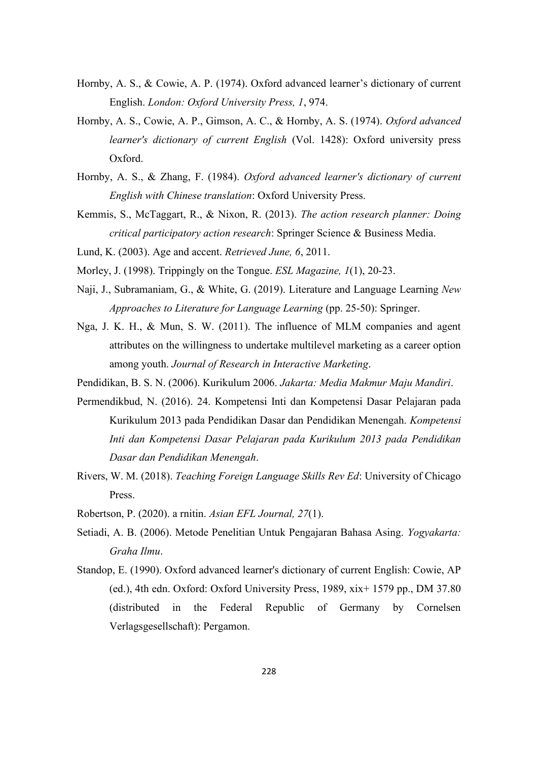Hornby, A. S., & Cowie, A. P. (1974). Oxford advanced learner's dictionary of current English. *London: Oxford University Press, 1*, 974.

Hornby, A. S., Cowie, A. P., Gimson, A. C., & Hornby, A. S. (1974). *Oxford advanced learner's dictionary of current English* (Vol. 1428): Oxford university press Oxford.

Hornby, A. S., & Zhang, F. (1984). *Oxford advanced learner's dictionary of current English with Chinese translation*: Oxford University Press.

Kemmis, S., McTaggart, R., & Nixon, R. (2013). *The action research planner: Doing critical participatory action research*: Springer Science & Business Media.

Lund, K. (2003). Age and accent. *Retrieved June, 6*, 2011.

Morley, J. (1998). Trippingly on the Tongue. *ESL Magazine, 1*(1), 20-23.

Naji, J., Subramaniam, G., & White, G. (2019). Literature and Language Learning *New Approaches to Literature for Language Learning* (pp. 25-50): Springer.

Nga, J. K. H., & Mun, S. W. (2011). The influence of MLM companies and agent attributes on the willingness to undertake multilevel marketing as a career option among youth. *Journal of Research in Interactive Marketing*.

Pendidikan, B. S. N. (2006). Kurikulum 2006. *Jakarta: Media Makmur Maju Mandiri*.

Permendikbud, N. (2016). 24. Kompetensi Inti dan Kompetensi Dasar Pelajaran pada Kurikulum 2013 pada Pendidikan Dasar dan Pendidikan Menengah. *Kompetensi Inti dan Kompetensi Dasar Pelajaran pada Kurikulum 2013 pada Pendidikan Dasar dan Pendidikan Menengah*.

Rivers, W. M. (2018). *Teaching Foreign Language Skills Rev Ed*: University of Chicago Press.

Robertson, P. (2020). a rnitin. *Asian EFL Journal, 27*(1).

Setiadi, A. B. (2006). Metode Penelitian Untuk Pengajaran Bahasa Asing. *Yogyakarta: Graha Ilmu*.

Standop, E. (1990). Oxford advanced learner's dictionary of current English: Cowie, AP (ed.), 4th edn. Oxford: Oxford University Press, 1989, xix+ 1579 pp., DM 37.80 (distributed in the Federal Republic of Germany by Cornelsen Verlagsgesellschaft): Pergamon.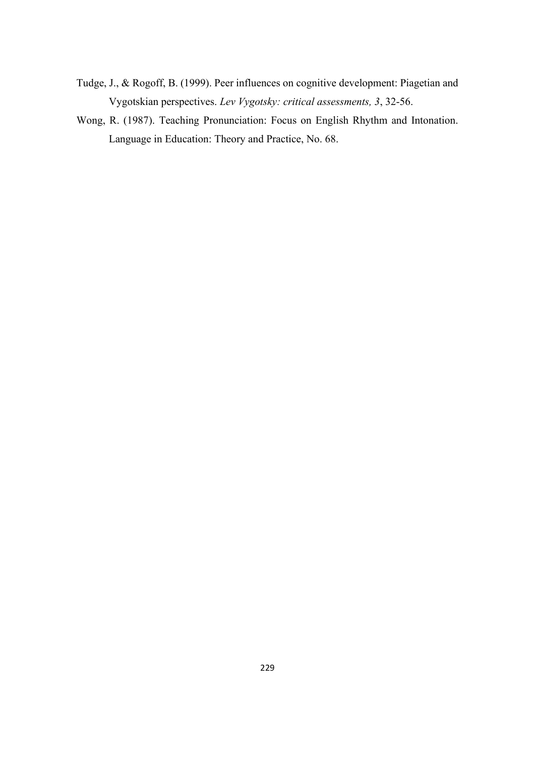Tudge, J., & Rogoff, B. (1999). Peer influences on cognitive development: Piagetian and Vygotskian perspectives. *Lev Vygotsky: critical assessments, 3*, 32-56.

Wong, R. (1987). Teaching Pronunciation: Focus on English Rhythm and Intonation. Language in Education: Theory and Practice, No. 68.